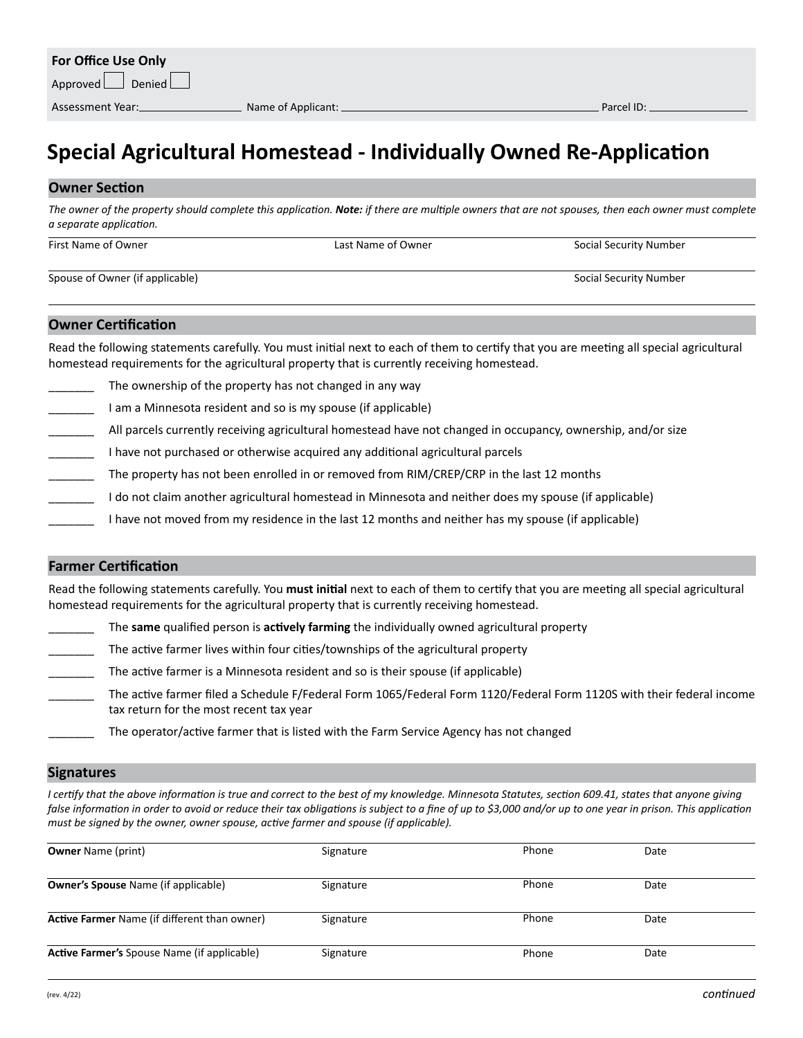**For Office Use Only**

Approved ☐ Denied ☐

Assessment Year: ______________ Name of Applicant: ______________________________ Parcel ID: ______________

# Special Agricultural Homestead - Individually Owned Re-Application

## Owner Section

*The owner of the property should complete this application.* ***Note:*** *if there are multiple owners that are not spouses, then each owner must complete a separate application.*

| First Name of Owner | Last Name of Owner | Social Security Number |
|---|---|---|
| | | |

| Spouse of Owner (if applicable) | Social Security Number |
|---|---|
| | |

## Owner Certification

Read the following statements carefully. You must initial next to each of them to certify that you are meeting all special agricultural homestead requirements for the agricultural property that is currently receiving homestead.

_______ The ownership of the property has not changed in any way

_______ I am a Minnesota resident and so is my spouse (if applicable)

_______ All parcels currently receiving agricultural homestead have not changed in occupancy, ownership, and/or size

_______ I have not purchased or otherwise acquired any additional agricultural parcels

_______ The property has not been enrolled in or removed from RIM/CREP/CRP in the last 12 months

_______ I do not claim another agricultural homestead in Minnesota and neither does my spouse (if applicable)

_______ I have not moved from my residence in the last 12 months and neither has my spouse (if applicable)

## Farmer Certification

Read the following statements carefully. You **must initial** next to each of them to certify that you are meeting all special agricultural homestead requirements for the agricultural property that is currently receiving homestead.

_______ The **same** qualified person is **actively farming** the individually owned agricultural property

_______ The active farmer lives within four cities/townships of the agricultural property

_______ The active farmer is a Minnesota resident and so is their spouse (if applicable)

_______ The active farmer filed a Schedule F/Federal Form 1065/Federal Form 1120/Federal Form 1120S with their federal income tax return for the most recent tax year

_______ The operator/active farmer that is listed with the Farm Service Agency has not changed

## Signatures

*I certify that the above information is true and correct to the best of my knowledge. Minnesota Statutes, section 609.41, states that anyone giving false information in order to avoid or reduce their tax obligations is subject to a fine of up to $3,000 and/or up to one year in prison. This application must be signed by the owner, owner spouse, active farmer and spouse (if applicable).*

| Name | Signature | Phone | Date |
|---|---|---|---|
| **Owner** Name (print) | | | |
| **Owner's Spouse** Name (if applicable) | | | |
| **Active Farmer** Name (if different than owner) | | | |
| **Active Farmer's** Spouse Name (if applicable) | | | |

(rev. 4/22)

*continued*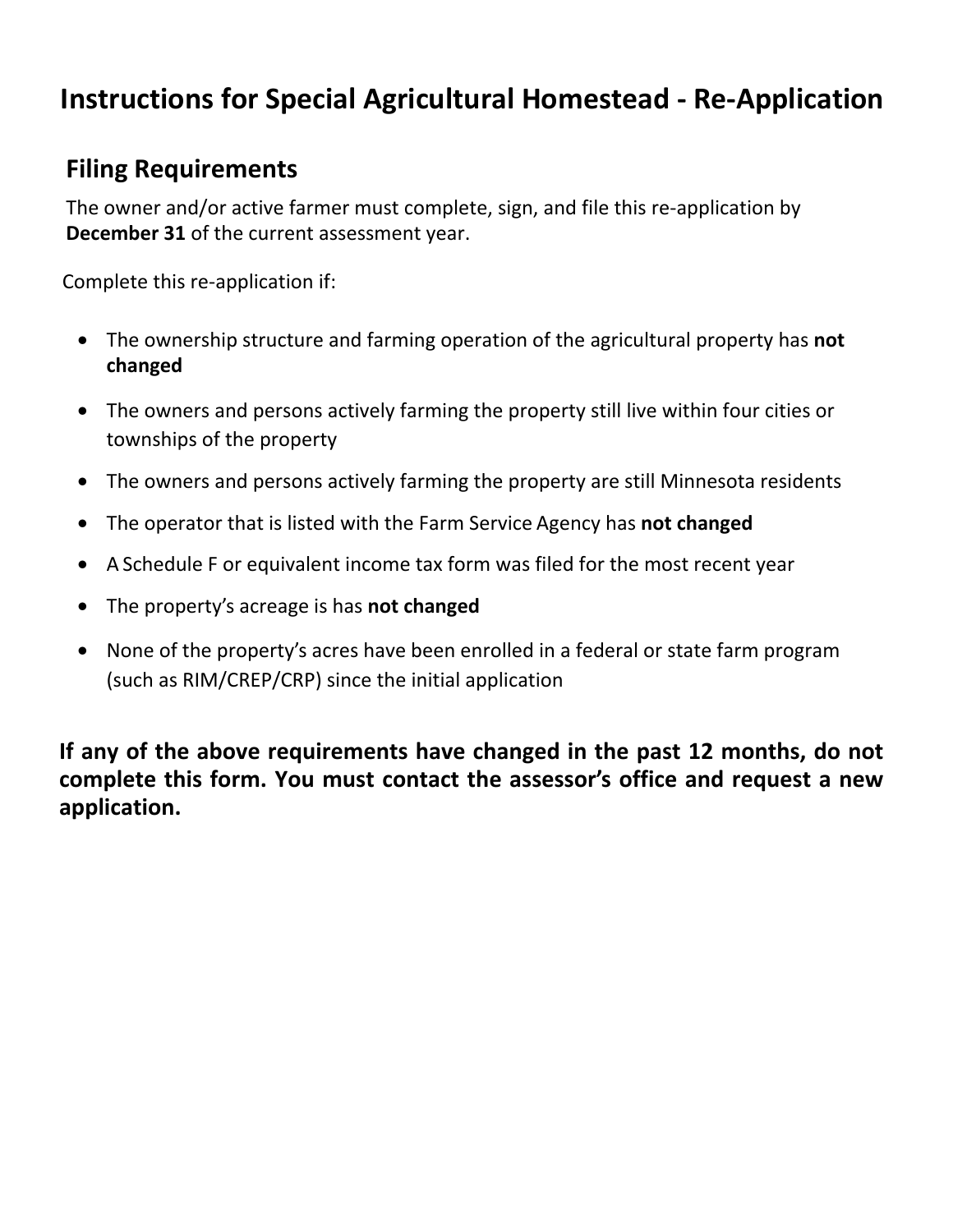# Instructions for Special Agricultural Homestead - Re-Application

## Filing Requirements

The owner and/or active farmer must complete, sign, and file this re-application by **December 31** of the current assessment year.

Complete this re-application if:

- The ownership structure and farming operation of the agricultural property has **not changed**
- The owners and persons actively farming the property still live within four cities or townships of the property
- The owners and persons actively farming the property are still Minnesota residents
- The operator that is listed with the Farm Service Agency has **not changed**
- A Schedule F or equivalent income tax form was filed for the most recent year
- The property's acreage is has **not changed**
- None of the property's acres have been enrolled in a federal or state farm program (such as RIM/CREP/CRP) since the initial application

**If any of the above requirements have changed in the past 12 months, do not complete this form. You must contact the assessor's office and request a new application.**